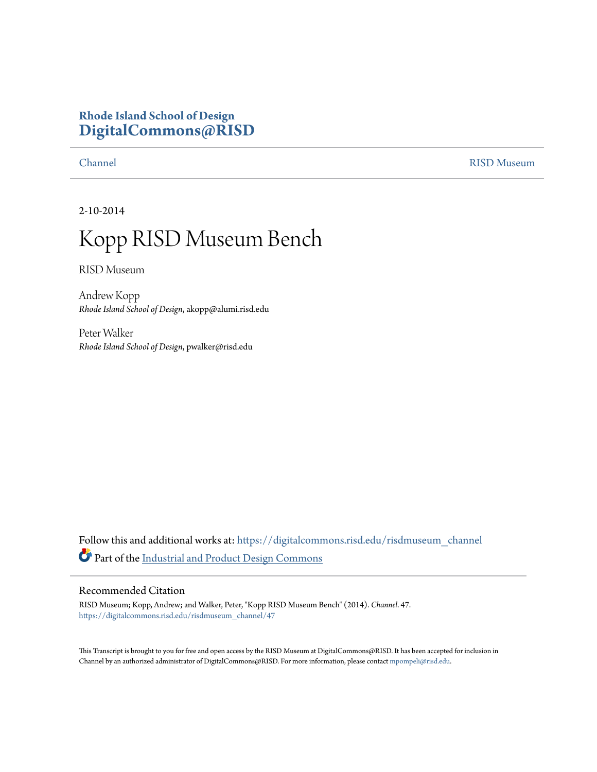Rhode Island School of Design
**DigitalCommons@RISD**

Channel | RISD Museum

2-10-2014

# Kopp RISD Museum Bench

RISD Museum

Andrew Kopp
*Rhode Island School of Design*, akopp@alumi.risd.edu

Peter Walker
*Rhode Island School of Design*, pwalker@risd.edu

Follow this and additional works at: https://digitalcommons.risd.edu/risdmuseum_channel

Part of the Industrial and Product Design Commons

## Recommended Citation

RISD Museum; Kopp, Andrew; and Walker, Peter, "Kopp RISD Museum Bench" (2014). *Channel*. 47.
https://digitalcommons.risd.edu/risdmuseum_channel/47

This Transcript is brought to you for free and open access by the RISD Museum at DigitalCommons@RISD. It has been accepted for inclusion in Channel by an authorized administrator of DigitalCommons@RISD. For more information, please contact mpompeli@risd.edu.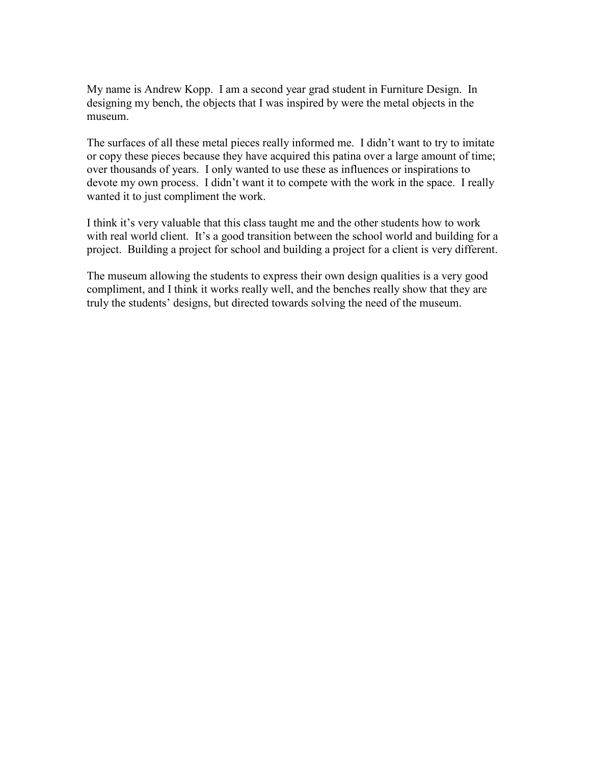My name is Andrew Kopp. I am a second year grad student in Furniture Design. In designing my bench, the objects that I was inspired by were the metal objects in the museum.

The surfaces of all these metal pieces really informed me. I didn't want to try to imitate or copy these pieces because they have acquired this patina over a large amount of time; over thousands of years. I only wanted to use these as influences or inspirations to devote my own process. I didn't want it to compete with the work in the space. I really wanted it to just compliment the work.

I think it's very valuable that this class taught me and the other students how to work with real world client. It's a good transition between the school world and building for a project. Building a project for school and building a project for a client is very different.

The museum allowing the students to express their own design qualities is a very good compliment, and I think it works really well, and the benches really show that they are truly the students' designs, but directed towards solving the need of the museum.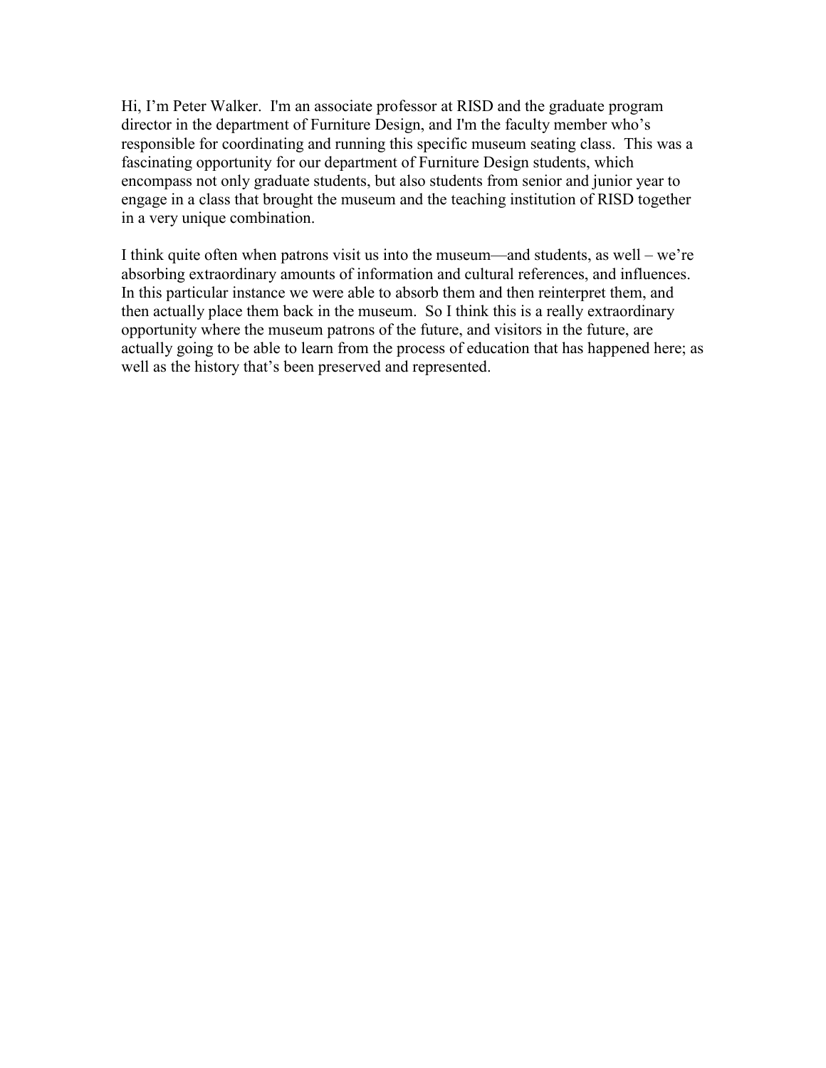Hi, I'm Peter Walker. I'm an associate professor at RISD and the graduate program director in the department of Furniture Design, and I'm the faculty member who's responsible for coordinating and running this specific museum seating class. This was a fascinating opportunity for our department of Furniture Design students, which encompass not only graduate students, but also students from senior and junior year to engage in a class that brought the museum and the teaching institution of RISD together in a very unique combination.

I think quite often when patrons visit us into the museum—and students, as well – we're absorbing extraordinary amounts of information and cultural references, and influences. In this particular instance we were able to absorb them and then reinterpret them, and then actually place them back in the museum. So I think this is a really extraordinary opportunity where the museum patrons of the future, and visitors in the future, are actually going to be able to learn from the process of education that has happened here; as well as the history that's been preserved and represented.